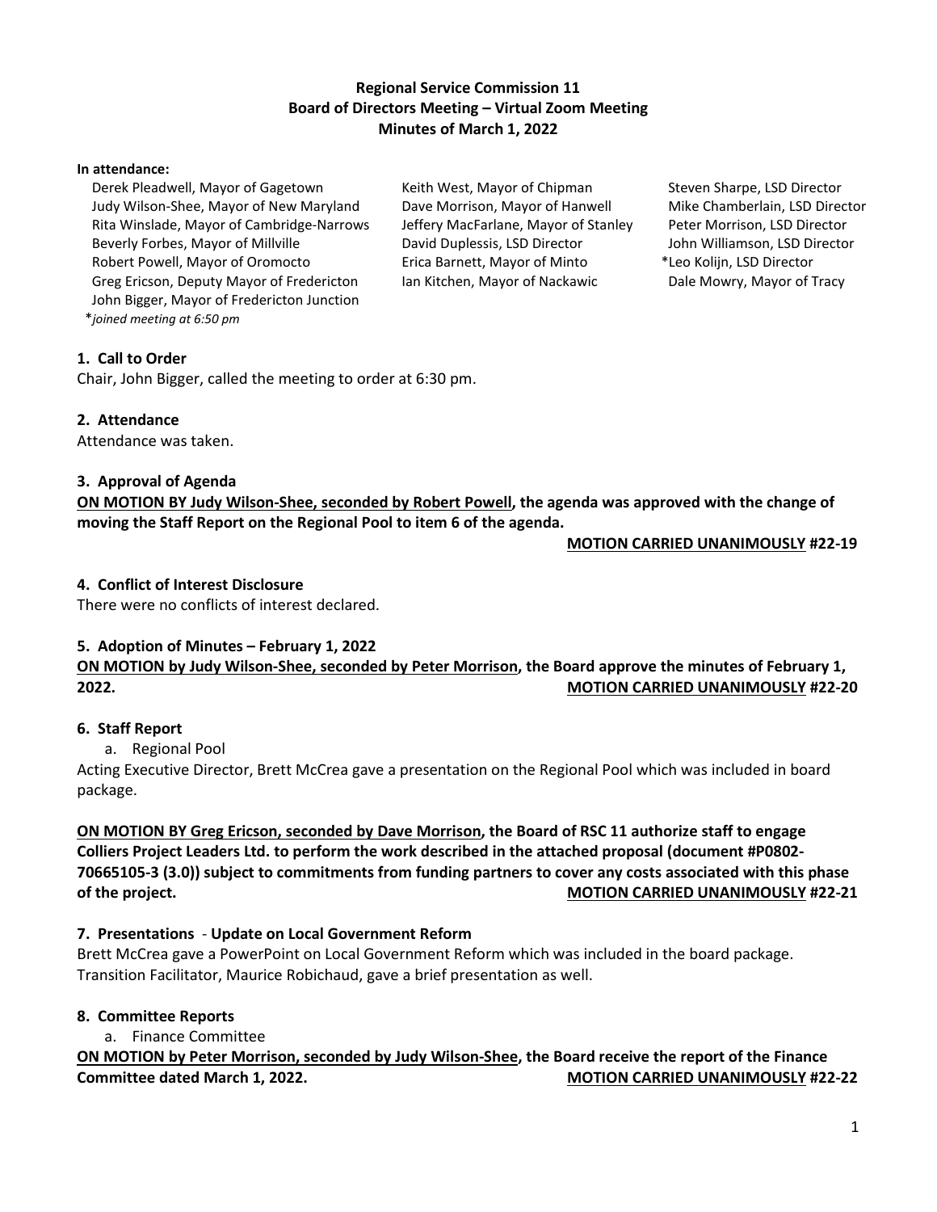**Regional Service Commission 11**
**Board of Directors Meeting – Virtual Zoom Meeting**
**Minutes of March 1, 2022**

**In attendance:**

Derek Pleadwell, Mayor of Gagetown
Judy Wilson-Shee, Mayor of New Maryland
Rita Winslade, Mayor of Cambridge-Narrows
Beverly Forbes, Mayor of Millville
Robert Powell, Mayor of Oromocto
Greg Ericson, Deputy Mayor of Fredericton
John Bigger, Mayor of Fredericton Junction
Keith West, Mayor of Chipman
Dave Morrison, Mayor of Hanwell
Jeffery MacFarlane, Mayor of Stanley
David Duplessis, LSD Director
Erica Barnett, Mayor of Minto
Ian Kitchen, Mayor of Nackawic
Steven Sharpe, LSD Director
Mike Chamberlain, LSD Director
Peter Morrison, LSD Director
John Williamson, LSD Director
*Leo Kolijn, LSD Director
Dale Mowry, Mayor of Tracy

**joined meeting at 6:50 pm*

## 1. Call to Order

Chair, John Bigger, called the meeting to order at 6:30 pm.

## 2. Attendance

Attendance was taken.

## 3. Approval of Agenda

**ON MOTION BY Judy Wilson-Shee, seconded by Robert Powell, the agenda was approved with the change of moving the Staff Report on the Regional Pool to item 6 of the agenda.**

**MOTION CARRIED UNANIMOUSLY #22-19**

## 4. Conflict of Interest Disclosure

There were no conflicts of interest declared.

## 5. Adoption of Minutes – February 1, 2022

**ON MOTION by Judy Wilson-Shee, seconded by Peter Morrison, the Board approve the minutes of February 1, 2022.** **MOTION CARRIED UNANIMOUSLY #22-20**

## 6. Staff Report

a. Regional Pool

Acting Executive Director, Brett McCrea gave a presentation on the Regional Pool which was included in board package.

**ON MOTION BY Greg Ericson, seconded by Dave Morrison, the Board of RSC 11 authorize staff to engage Colliers Project Leaders Ltd. to perform the work described in the attached proposal (document #P0802-70665105-3 (3.0)) subject to commitments from funding partners to cover any costs associated with this phase of the project.** **MOTION CARRIED UNANIMOUSLY #22-21**

## 7. Presentations - Update on Local Government Reform

Brett McCrea gave a PowerPoint on Local Government Reform which was included in the board package. Transition Facilitator, Maurice Robichaud, gave a brief presentation as well.

## 8. Committee Reports

a. Finance Committee

**ON MOTION by Peter Morrison, seconded by Judy Wilson-Shee, the Board receive the report of the Finance Committee dated March 1, 2022.** **MOTION CARRIED UNANIMOUSLY #22-22**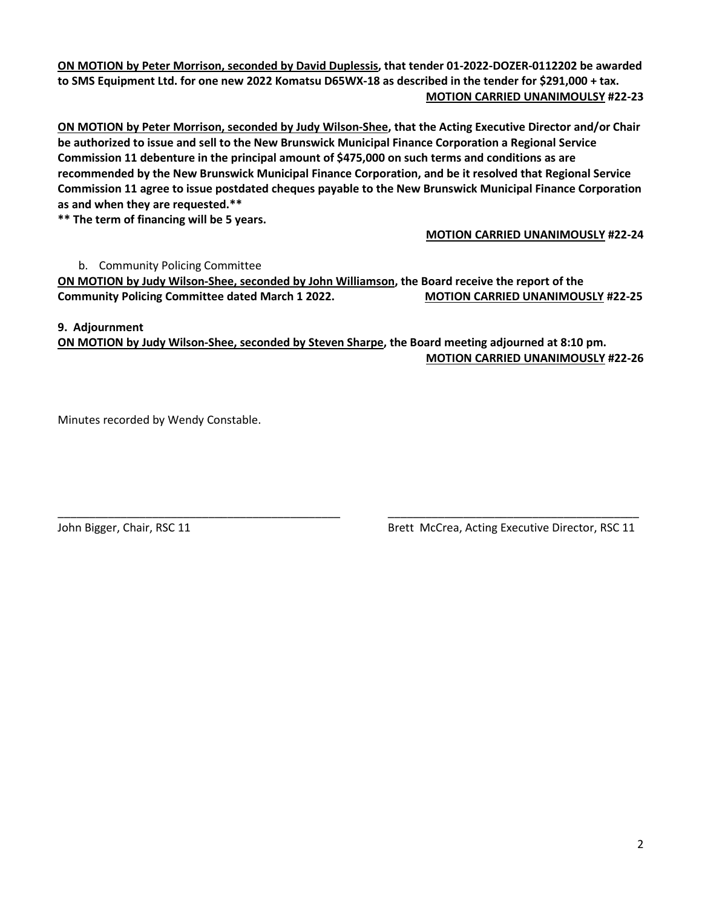**<u>ON MOTION by Peter Morrison, seconded by David Duplessis</u>, that tender 01-2022-DOZER-0112202 be awarded to SMS Equipment Ltd. for one new 2022 Komatsu D65WX-18 as described in the tender for $291,000 + tax.**
**<u>MOTION CARRIED UNANIMOULSY</u> #22-23**

**<u>ON MOTION by Peter Morrison, seconded by Judy Wilson-Shee</u>, that the Acting Executive Director and/or Chair be authorized to issue and sell to the New Brunswick Municipal Finance Corporation a Regional Service Commission 11 debenture in the principal amount of $475,000 on such terms and conditions as are recommended by the New Brunswick Municipal Finance Corporation, and be it resolved that Regional Service Commission 11 agree to issue postdated cheques payable to the New Brunswick Municipal Finance Corporation as and when they are requested.****

**** The term of financing will be 5 years.**

**<u>MOTION CARRIED UNANIMOUSLY</u> #22-24**

b. Community Policing Committee

**<u>ON MOTION by Judy Wilson-Shee, seconded by John Williamson</u>, the Board receive the report of the Community Policing Committee dated March 1 2022.** **<u>MOTION CARRIED UNANIMOUSLY</u> #22-25**

**9. Adjournment**

**<u>ON MOTION by Judy Wilson-Shee, seconded by Steven Sharpe</u>, the Board meeting adjourned at 8:10 pm.**
**<u>MOTION CARRIED UNANIMOUSLY</u> #22-26**

Minutes recorded by Wendy Constable.

_______________________________________________ John Bigger, Chair, RSC 11

_______________________________________________ Brett McCrea, Acting Executive Director, RSC 11